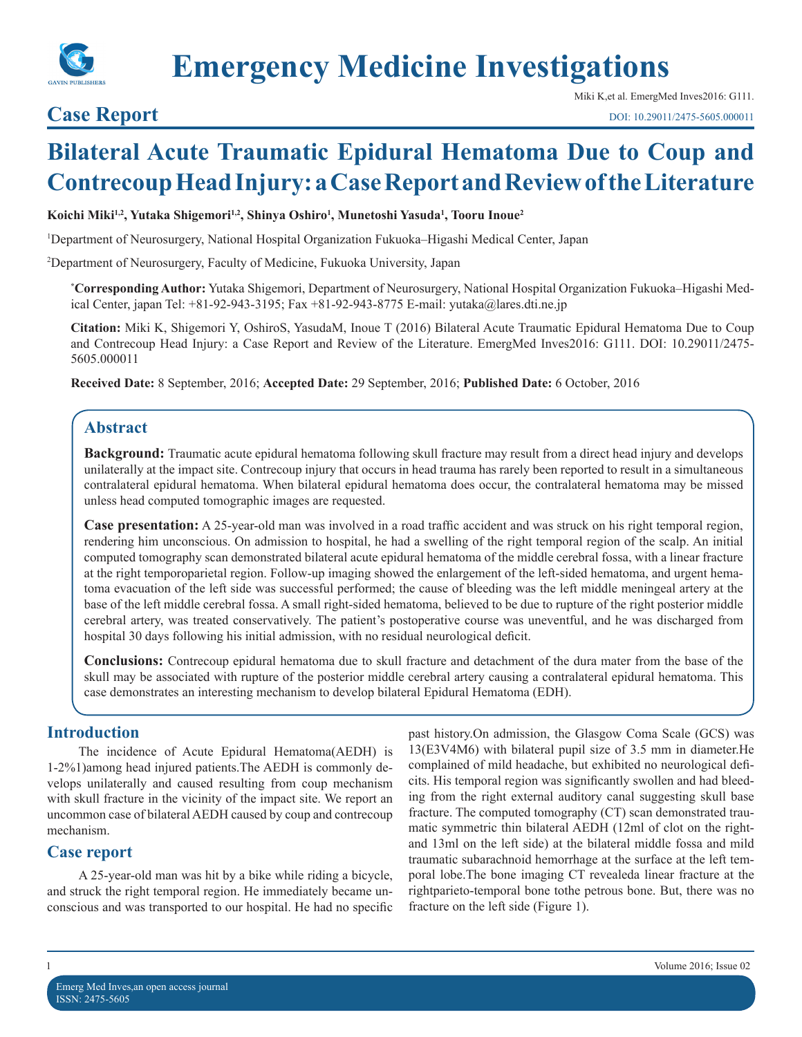# Emergency Medicine Investigations

## Case Report

# Bilateral Acute Traumatic Epidural Hematoma Due to Coup and Contrecoup Head Injury: a Case Report and Review of the Literature

**Koichi Miki[1,2], Yutaka Shigemori[1,2], Shinya Oshiro[1], Munetoshi Yasuda[1], Tooru Inoue[2]**

[1]Department of Neurosurgery, National Hospital Organization Fukuoka–Higashi Medical Center, Japan

[2]Department of Neurosurgery, Faculty of Medicine, Fukuoka University, Japan

***Corresponding Author:** Yutaka Shigemori, Department of Neurosurgery, National Hospital Organization Fukuoka–Higashi Medical Center, japan Tel: +81-92-943-3195; Fax +81-92-943-8775 E-mail: yutaka@lares.dti.ne.jp

**Citation:** Miki K, Shigemori Y, OshiroS, YasudaM, Inoue T (2016) Bilateral Acute Traumatic Epidural Hematoma Due to Coup and Contrecoup Head Injury: a Case Report and Review of the Literature. EmergMed Inves2016: G111. DOI: 10.29011/2475-5605.000011

**Received Date:** 8 September, 2016; **Accepted Date:** 29 September, 2016; **Published Date:** 6 October, 2016

## Abstract

**Background:** Traumatic acute epidural hematoma following skull fracture may result from a direct head injury and develops unilaterally at the impact site. Contrecoup injury that occurs in head trauma has rarely been reported to result in a simultaneous contralateral epidural hematoma. When bilateral epidural hematoma does occur, the contralateral hematoma may be missed unless head computed tomographic images are requested.

**Case presentation:** A 25-year-old man was involved in a road traffic accident and was struck on his right temporal region, rendering him unconscious. On admission to hospital, he had a swelling of the right temporal region of the scalp. An initial computed tomography scan demonstrated bilateral acute epidural hematoma of the middle cerebral fossa, with a linear fracture at the right temporoparietal region. Follow-up imaging showed the enlargement of the left-sided hematoma, and urgent hematoma evacuation of the left side was successful performed; the cause of bleeding was the left middle meningeal artery at the base of the left middle cerebral fossa. A small right-sided hematoma, believed to be due to rupture of the right posterior middle cerebral artery, was treated conservatively. The patient's postoperative course was uneventful, and he was discharged from hospital 30 days following his initial admission, with no residual neurological deficit.

**Conclusions:** Contrecoup epidural hematoma due to skull fracture and detachment of the dura mater from the base of the skull may be associated with rupture of the posterior middle cerebral artery causing a contralateral epidural hematoma. This case demonstrates an interesting mechanism to develop bilateral Epidural Hematoma (EDH).

## Introduction

The incidence of Acute Epidural Hematoma(AEDH) is 1-2%1)among head injured patients.The AEDH is commonly develops unilaterally and caused resulting from coup mechanism with skull fracture in the vicinity of the impact site. We report an uncommon case of bilateral AEDH caused by coup and contrecoup mechanism.

## Case report

A 25-year-old man was hit by a bike while riding a bicycle, and struck the right temporal region. He immediately became unconscious and was transported to our hospital. He had no specific past history.On admission, the Glasgow Coma Scale (GCS) was 13(E3V4M6) with bilateral pupil size of 3.5 mm in diameter.He complained of mild headache, but exhibited no neurological deficits. His temporal region was significantly swollen and had bleeding from the right external auditory canal suggesting skull base fracture. The computed tomography (CT) scan demonstrated traumatic symmetric thin bilateral AEDH (12ml of clot on the right and 13ml on the left side) at the bilateral middle fossa and mild traumatic subarachnoid hemorrhage at the surface at the left temporal lobe.The bone imaging CT revealeda linear fracture at the rightparieto-temporal bone tothe petrous bone. But, there was no fracture on the left side (Figure 1).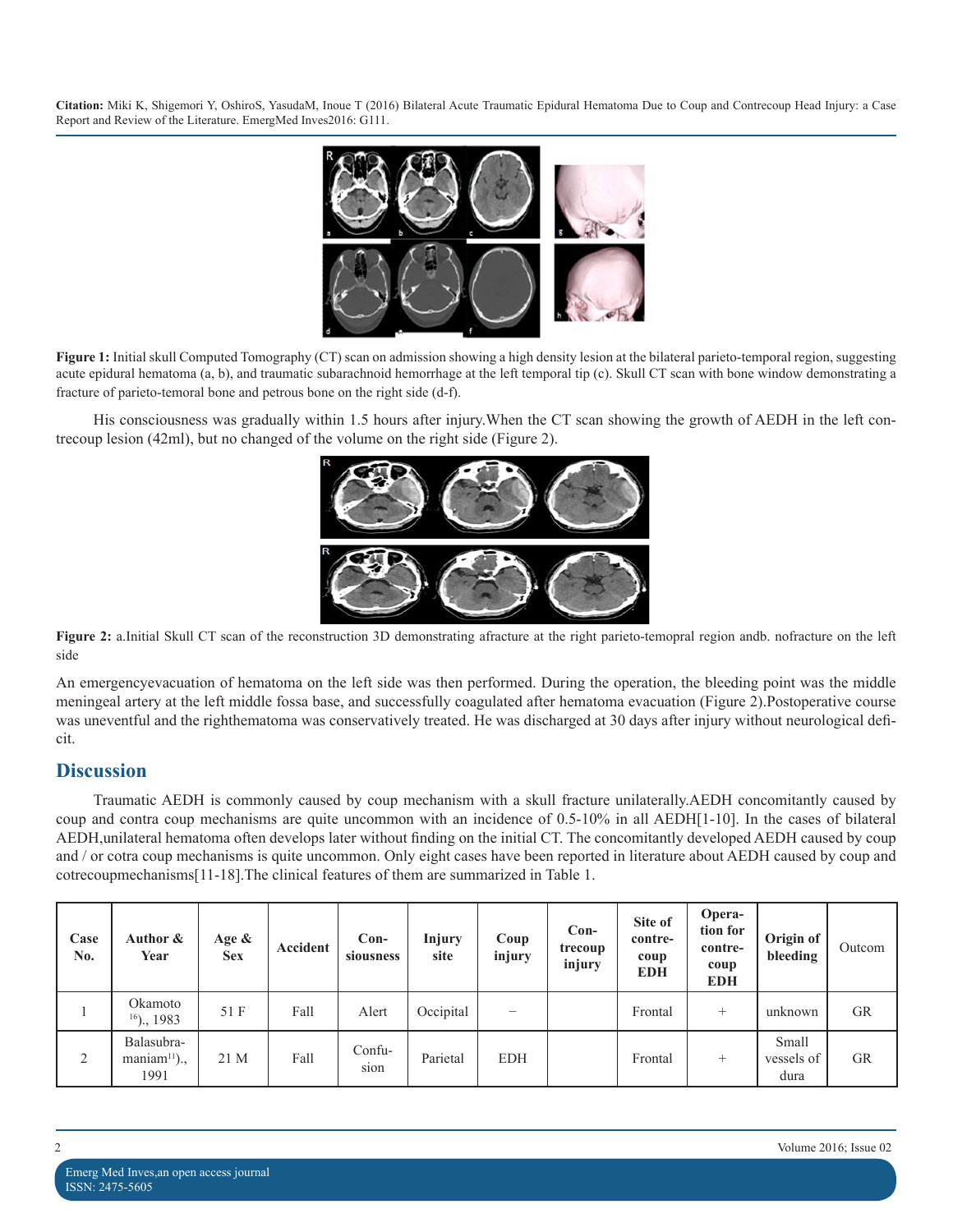**Figure 1:** Initial skull Computed Tomography (CT) scan on admission showing a high density lesion at the bilateral parieto-temporal region, suggesting acute epidural hematoma (a, b), and traumatic subarachnoid hemorrhage at the left temporal tip (c). Skull CT scan with bone window demonstrating a fracture of parieto-temoral bone and petrous bone on the right side (d-f).

His consciousness was gradually within 1.5 hours after injury.When the CT scan showing the growth of AEDH in the left contrecoup lesion (42ml), but no changed of the volume on the right side (Figure 2).

**Figure 2:** a.Initial Skull CT scan of the reconstruction 3D demonstrating afracture at the right parieto-temopral region andb. nofracture on the left side

An emergencyevacuation of hematoma on the left side was then performed. During the operation, the bleeding point was the middle meningeal artery at the left middle fossa base, and successfully coagulated after hematoma evacuation (Figure 2).Postoperative course was uneventful and the righthematoma was conservatively treated. He was discharged at 30 days after injury without neurological deficit.

## Discussion

Traumatic AEDH is commonly caused by coup mechanism with a skull fracture unilaterally.AEDH concomitantly caused by coup and contra coup mechanisms are quite uncommon with an incidence of 0.5-10% in all AEDH[1-10]. In the cases of bilateral AEDH,unilateral hematoma often develops later without finding on the initial CT. The concomitantly developed AEDH caused by coup and / or cotra coup mechanisms is quite uncommon. Only eight cases have been reported in literature about AEDH caused by coup and cotrecoupmechanisms[11-18].The clinical features of them are summarized in Table 1.

| Case No. | Author & Year | Age & Sex | Accident | Consiousness | Injury site | Coup injury | Contrecoup injury | Site of contrecoup EDH | Operation for contrecoup EDH | Origin of bleeding | Outcom |
|---|---|---|---|---|---|---|---|---|---|---|---|
| 1 | Okamoto [16])., 1983 | 51 F | Fall | Alert | Occipital | – | | Frontal | + | unknown | GR |
| 2 | Balasubramaniam[11])., 1991 | 21 M | Fall | Confusion | Parietal | EDH | | Frontal | + | Small vessels of dura | GR |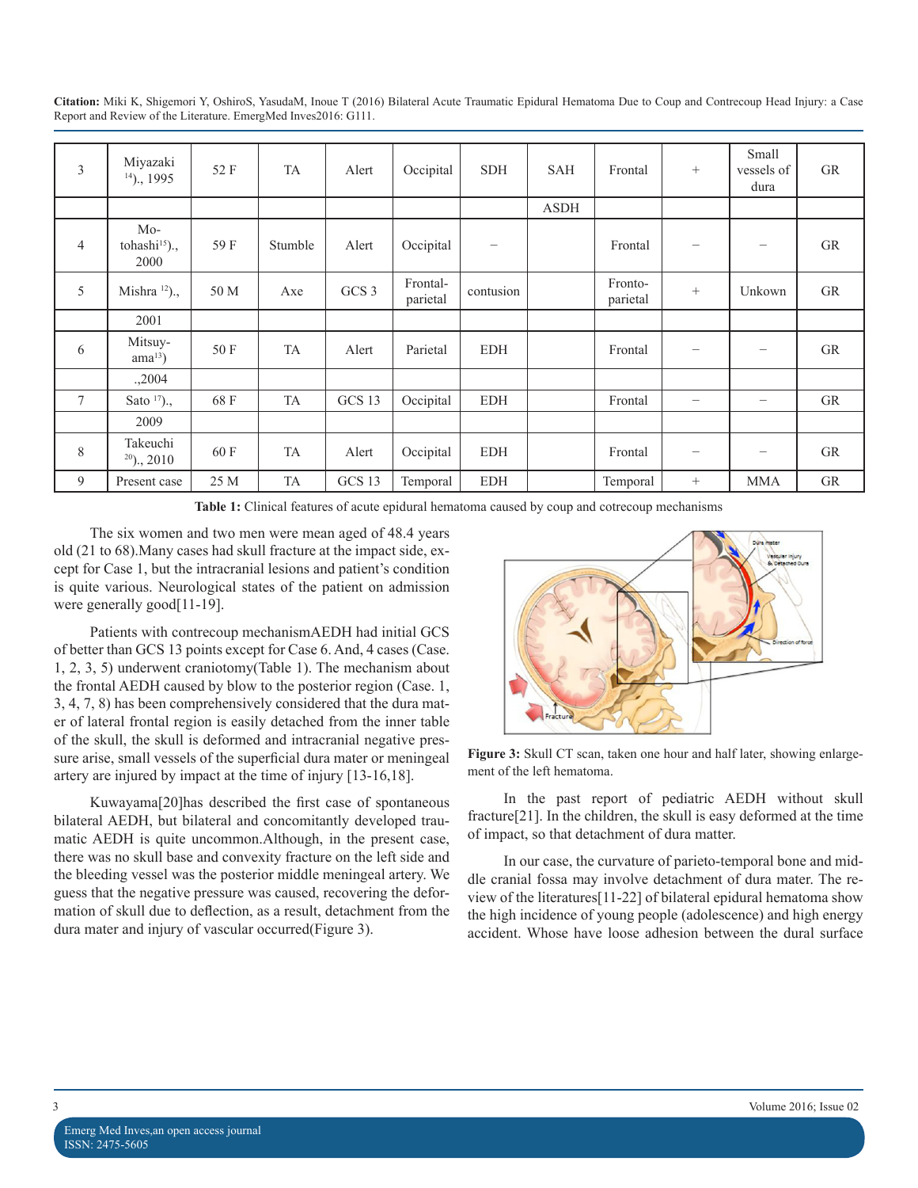| 3 | Miyazaki [14])., 1995 | 52 F | TA | Alert | Occipital | SDH | SAH | Frontal | + | Small vessels of dura | GR |
|---|---|---|---|---|---|---|---|---|---|---|---|
| | | | | | | | ASDH | | | | |
| 4 | Mo-tohashi[15])., 2000 | 59 F | Stumble | Alert | Occipital | − | | Frontal | − | − | GR |
| 5 | Mishra [12]).,<br>2001 | 50 M | Axe | GCS 3 | Frontal-parietal | contusion | | Fronto-parietal | + | Unkown | GR |
| 6 | Mitsuy-ama[13])<br>.,2004 | 50 F | TA | Alert | Parietal | EDH | | Frontal | − | − | GR |
| 7 | Sato [17]).,<br>2009 | 68 F | TA | GCS 13 | Occipital | EDH | | Frontal | − | − | GR |
| 8 | Takeuchi [20])., 2010 | 60 F | TA | Alert | Occipital | EDH | | Frontal | − | − | GR |
| 9 | Present case | 25 M | TA | GCS 13 | Temporal | EDH | | Temporal | + | MMA | GR |

**Table 1:** Clinical features of acute epidural hematoma caused by coup and cotrecoup mechanisms

The six women and two men were mean aged of 48.4 years old (21 to 68).Many cases had skull fracture at the impact side, except for Case 1, but the intracranial lesions and patient's condition is quite various. Neurological states of the patient on admission were generally good[11-19].

Patients with contrecoup mechanismAEDH had initial GCS of better than GCS 13 points except for Case 6. And, 4 cases (Case. 1, 2, 3, 5) underwent craniotomy(Table 1). The mechanism about the frontal AEDH caused by blow to the posterior region (Case. 1, 3, 4, 7, 8) has been comprehensively considered that the dura mater of lateral frontal region is easily detached from the inner table of the skull, the skull is deformed and intracranial negative pressure arise, small vessels of the superficial dura mater or meningeal artery are injured by impact at the time of injury [13-16,18].

Kuwayama[20]has described the first case of spontaneous bilateral AEDH, but bilateral and concomitantly developed traumatic AEDH is quite uncommon.Although, in the present case, there was no skull base and convexity fracture on the left side and the bleeding vessel was the posterior middle meningeal artery. We guess that the negative pressure was caused, recovering the deformation of skull due to deflection, as a result, detachment from the dura mater and injury of vascular occurred(Figure 3).

**Figure 3:** Skull CT scan, taken one hour and half later, showing enlargement of the left hematoma.

In the past report of pediatric AEDH without skull fracture[21]. In the children, the skull is easy deformed at the time of impact, so that detachment of dura matter.

In our case, the curvature of parieto-temporal bone and middle cranial fossa may involve detachment of dura mater. The review of the literatures[11-22] of bilateral epidural hematoma show the high incidence of young people (adolescence) and high energy accident. Whose have loose adhesion between the dural surface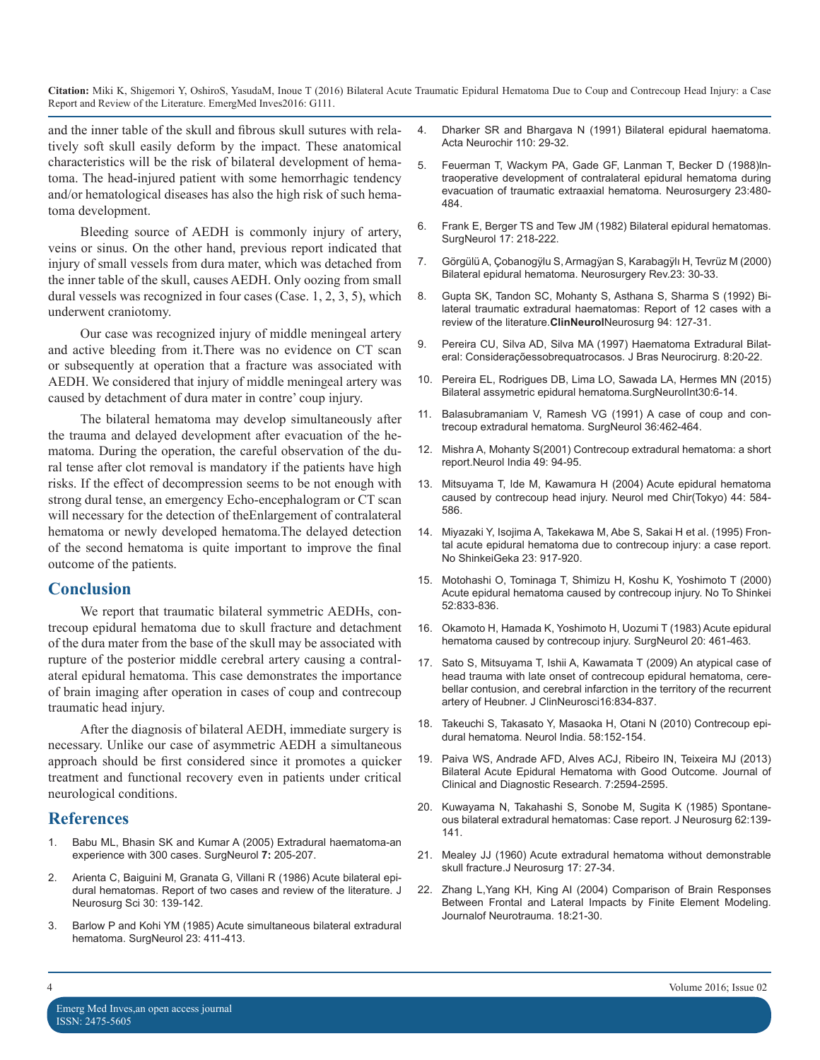and the inner table of the skull and fibrous skull sutures with relatively soft skull easily deform by the impact. These anatomical characteristics will be the risk of bilateral development of hematoma. The head-injured patient with some hemorrhagic tendency and/or hematological diseases has also the high risk of such hematoma development.

Bleeding source of AEDH is commonly injury of artery, veins or sinus. On the other hand, previous report indicated that injury of small vessels from dura mater, which was detached from the inner table of the skull, causes AEDH. Only oozing from small dural vessels was recognized in four cases (Case. 1, 2, 3, 5), which underwent craniotomy.

Our case was recognized injury of middle meningeal artery and active bleeding from it.There was no evidence on CT scan or subsequently at operation that a fracture was associated with AEDH. We considered that injury of middle meningeal artery was caused by detachment of dura mater in contre' coup injury.

The bilateral hematoma may develop simultaneously after the trauma and delayed development after evacuation of the hematoma. During the operation, the careful observation of the dural tense after clot removal is mandatory if the patients have high risks. If the effect of decompression seems to be not enough with strong dural tense, an emergency Echo-encephalogram or CT scan will necessary for the detection of theEnlargement of contralateral hematoma or newly developed hematoma.The delayed detection of the second hematoma is quite important to improve the final outcome of the patients.

## Conclusion

We report that traumatic bilateral symmetric AEDHs, contrecoup epidural hematoma due to skull fracture and detachment of the dura mater from the base of the skull may be associated with rupture of the posterior middle cerebral artery causing a contralateral epidural hematoma. This case demonstrates the importance of brain imaging after operation in cases of coup and contrecoup traumatic head injury.

After the diagnosis of bilateral AEDH, immediate surgery is necessary. Unlike our case of asymmetric AEDH a simultaneous approach should be first considered since it promotes a quicker treatment and functional recovery even in patients under critical neurological conditions.

## References

1. Babu ML, Bhasin SK and Kumar A (2005) Extradural haematoma-an experience with 300 cases. SurgNeurol **7:** 205-207.
2. Arienta C, Baiguini M, Granata G, Villani R (1986) Acute bilateral epidural hematomas. Report of two cases and review of the literature. J Neurosurg Sci 30: 139-142.
3. Barlow P and Kohi YM (1985) Acute simultaneous bilateral extradural hematoma. SurgNeurol 23: 411-413.
4. Dharker SR and Bhargava N (1991) Bilateral epidural haematoma. Acta Neurochir 110: 29-32.
5. Feuerman T, Wackym PA, Gade GF, Lanman T, Becker D (1988)Intraoperative development of contralateral epidural hematoma during evacuation of traumatic extraaxial hematoma. Neurosurgery 23:480-484.
6. Frank E, Berger TS and Tew JM (1982) Bilateral epidural hematomas. SurgNeurol 17: 218-222.
7. Görgülü A, Çobanogÿlu S, Armagÿan S, Karabagÿlı H, Tevrüz M (2000) Bilateral epidural hematoma. Neurosurgery Rev.23: 30-33.
8. Gupta SK, Tandon SC, Mohanty S, Asthana S, Sharma S (1992) Bilateral traumatic extradural haematomas: Report of 12 cases with a review of the literature.**ClinNeurol**Neurosurg 94: 127-31.
9. Pereira CU, Silva AD, Silva MA (1997) Haematoma Extradural Bilateral: Consideraçõessobrequatrocasos. J Bras Neurocirurg. 8:20-22.
10. Pereira EL, Rodrigues DB, Lima LO, Sawada LA, Hermes MN (2015) Bilateral assymetric epidural hematoma.SurgNeurolInt30:6-14.
11. Balasubramaniam V, Ramesh VG (1991) A case of coup and contrecoup extradural hematoma. SurgNeurol 36:462-464.
12. Mishra A, Mohanty S(2001) Contrecoup extradural hematoma: a short report.Neurol India 49: 94-95.
13. Mitsuyama T, Ide M, Kawamura H (2004) Acute epidural hematoma caused by contrecoup head injury. Neurol med Chir(Tokyo) 44: 584-586.
14. Miyazaki Y, Isojima A, Takekawa M, Abe S, Sakai H et al. (1995) Frontal acute epidural hematoma due to contrecoup injury: a case report. No ShinkeiGeka 23: 917-920.
15. Motohashi O, Tominaga T, Shimizu H, Koshu K, Yoshimoto T (2000) Acute epidural hematoma caused by contrecoup injury. No To Shinkei 52:833-836.
16. Okamoto H, Hamada K, Yoshimoto H, Uozumi T (1983) Acute epidural hematoma caused by contrecoup injury. SurgNeurol 20: 461-463.
17. Sato S, Mitsuyama T, Ishii A, Kawamata T (2009) An atypical case of head trauma with late onset of contrecoup epidural hematoma, cerebellar contusion, and cerebral infarction in the territory of the recurrent artery of Heubner. J ClinNeurosci16:834-837.
18. Takeuchi S, Takasato Y, Masaoka H, Otani N (2010) Contrecoup epidural hematoma. Neurol India. 58:152-154.
19. Paiva WS, Andrade AFD, Alves ACJ, Ribeiro IN, Teixeira MJ (2013) Bilateral Acute Epidural Hematoma with Good Outcome. Journal of Clinical and Diagnostic Research. 7:2594-2595.
20. Kuwayama N, Takahashi S, Sonobe M, Sugita K (1985) Spontaneous bilateral extradural hematomas: Case report. J Neurosurg 62:139-141.
21. Mealey JJ (1960) Acute extradural hematoma without demonstrable skull fracture.J Neurosurg 17: 27-34.
22. Zhang L,Yang KH, King AI (2004) Comparison of Brain Responses Between Frontal and Lateral Impacts by Finite Element Modeling. Journalof Neurotrauma. 18:21-30.